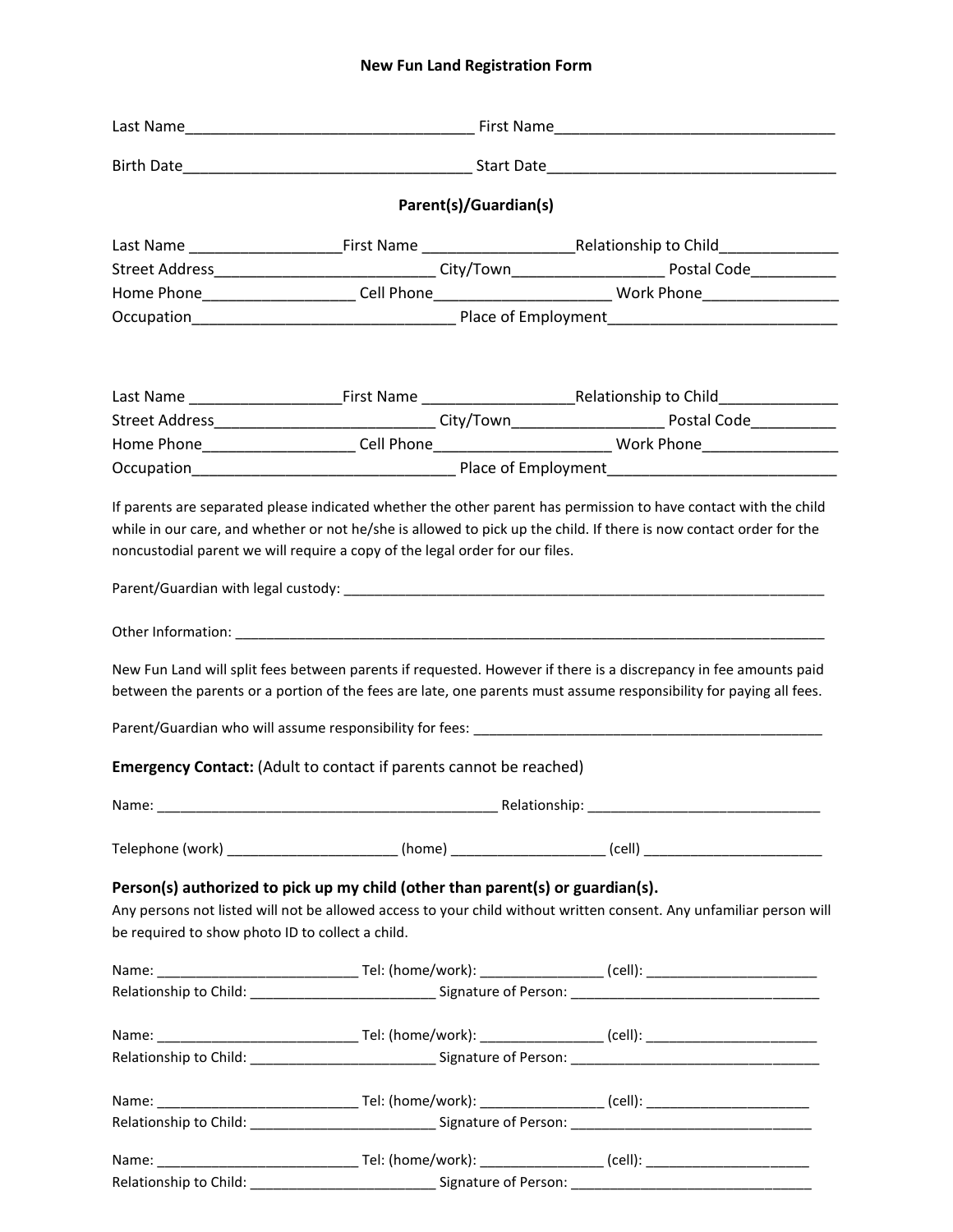# New Fun Land Registration Form

Last Name___________________________________ First Name__________________________________

Birth Date___________________________________ Start Date__________________________________

## Parent(s)/Guardian(s)

Last Name __________________First Name __________________Relationship to Child______________
Street Address__________________________ City/Town_________________ Postal Code__________
Home Phone_________________ Cell Phone____________________ Work Phone________________
Occupation______________________________ Place of Employment__________________________

Last Name __________________First Name __________________Relationship to Child______________
Street Address__________________________ City/Town_________________ Postal Code__________
Home Phone_________________ Cell Phone____________________ Work Phone________________
Occupation______________________________ Place of Employment__________________________

If parents are separated please indicated whether the other parent has permission to have contact with the child while in our care, and whether or not he/she is allowed to pick up the child. If there is now contact order for the noncustodial parent we will require a copy of the legal order for our files.

Parent/Guardian with legal custody: _______________________________________________________________

Other Information: ______________________________________________________________________________

New Fun Land will split fees between parents if requested. However if there is a discrepancy in fee amounts paid between the parents or a portion of the fees are late, one parents must assume responsibility for paying all fees.

Parent/Guardian who will assume responsibility for fees: ______________________________________________

**Emergency Contact:** (Adult to contact if parents cannot be reached)

Name: _____________________________________________ Relationship: ______________________________

Telephone (work) ______________________ (home) ___________________ (cell) ________________________

### Person(s) authorized to pick up my child (other than parent(s) or guardian(s).

Any persons not listed will not be allowed access to your child without written consent. Any unfamiliar person will be required to show photo ID to collect a child.

Name: __________________________ Tel: (home/work): ________________ (cell): _______________________
Relationship to Child: ________________________ Signature of Person: _________________________________

Name: __________________________ Tel: (home/work): ________________ (cell): _______________________
Relationship to Child: ________________________ Signature of Person: _________________________________

Name: __________________________ Tel: (home/work): ________________ (cell): ______________________
Relationship to Child: ________________________ Signature of Person: ________________________________

Name: __________________________ Tel: (home/work): ________________ (cell): ______________________
Relationship to Child: ________________________ Signature of Person: ________________________________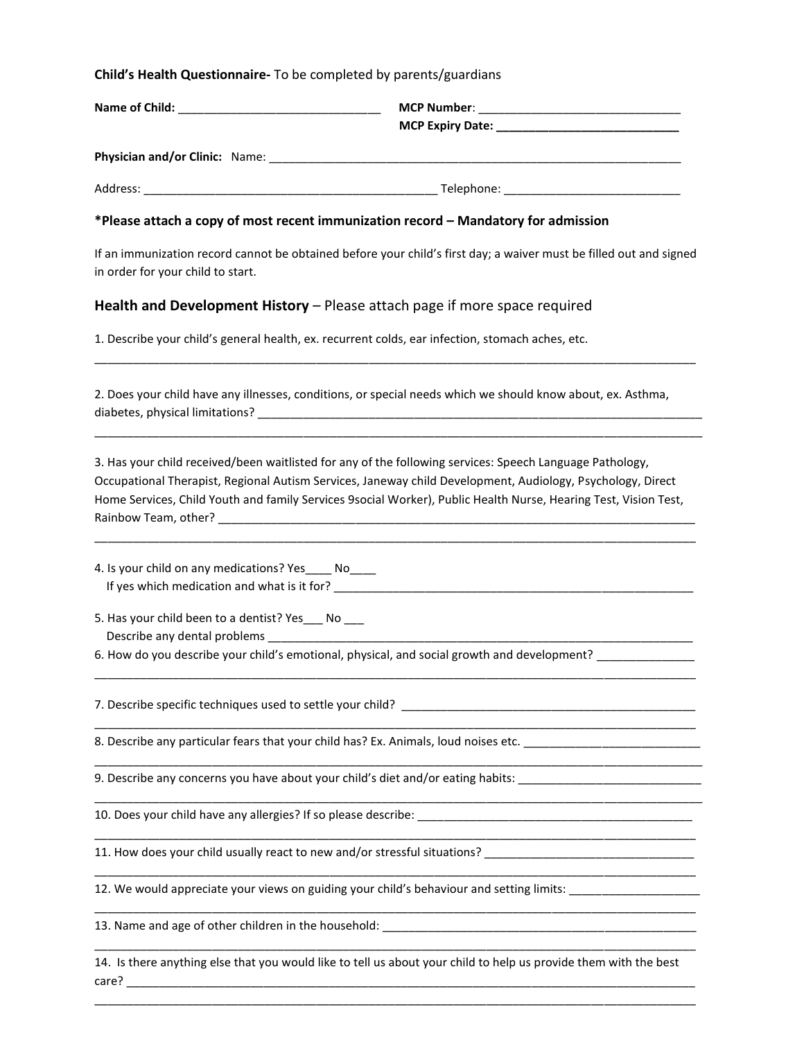**Child's Health Questionnaire-** To be completed by parents/guardians

**Name of Child:** _______________________________ **MCP Number**: _______________________________

**MCP Expiry Date: ____________________________**

**Physician and/or Clinic:** Name: _________________________________________________________________

Address: _____________________________________________ Telephone: ___________________________

**\*Please attach a copy of most recent immunization record – Mandatory for admission**

If an immunization record cannot be obtained before your child's first day; a waiver must be filled out and signed in order for your child to start.

## **Health and Development History** – Please attach page if more space required

1. Describe your child's general health, ex. recurrent colds, ear infection, stomach aches, etc.
_____________________________________________________________________________________________

2. Does your child have any illnesses, conditions, or special needs which we should know about, ex. Asthma, diabetes, physical limitations? _________________________________________________________________________
_____________________________________________________________________________________________

3. Has your child received/been waitlisted for any of the following services: Speech Language Pathology, Occupational Therapist, Regional Autism Services, Janeway child Development, Audiology, Psychology, Direct Home Services, Child Youth and family Services 9social Worker), Public Health Nurse, Hearing Test, Vision Test, Rainbow Team, other? _____________________________________________________________________________
_____________________________________________________________________________________________

4. Is your child on any medications? Yes____ No____
   If yes which medication and what is it for? __________________________________________________________

5. Has your child been to a dentist? Yes___ No ___
   Describe any dental problems ___________________________________________________________________

6. How do you describe your child's emotional, physical, and social growth and development? _______________
_____________________________________________________________________________________________

7. Describe specific techniques used to settle your child? _______________________________________________
_____________________________________________________________________________________________

8. Describe any particular fears that your child has? Ex. Animals, loud noises etc. ___________________________
_____________________________________________________________________________________________

9. Describe any concerns you have about your child's diet and/or eating habits: ____________________________
_____________________________________________________________________________________________

10. Does your child have any allergies? If so please describe: _____________________________________________
_____________________________________________________________________________________________

11. How does your child usually react to new and/or stressful situations? _________________________________
_____________________________________________________________________________________________

12. We would appreciate your views on guiding your child's behaviour and setting limits: ____________________
_____________________________________________________________________________________________

13. Name and age of other children in the household: __________________________________________________
_____________________________________________________________________________________________

14. Is there anything else that you would like to tell us about your child to help us provide them with the best care? _____________________________________________________________________________________________
_____________________________________________________________________________________________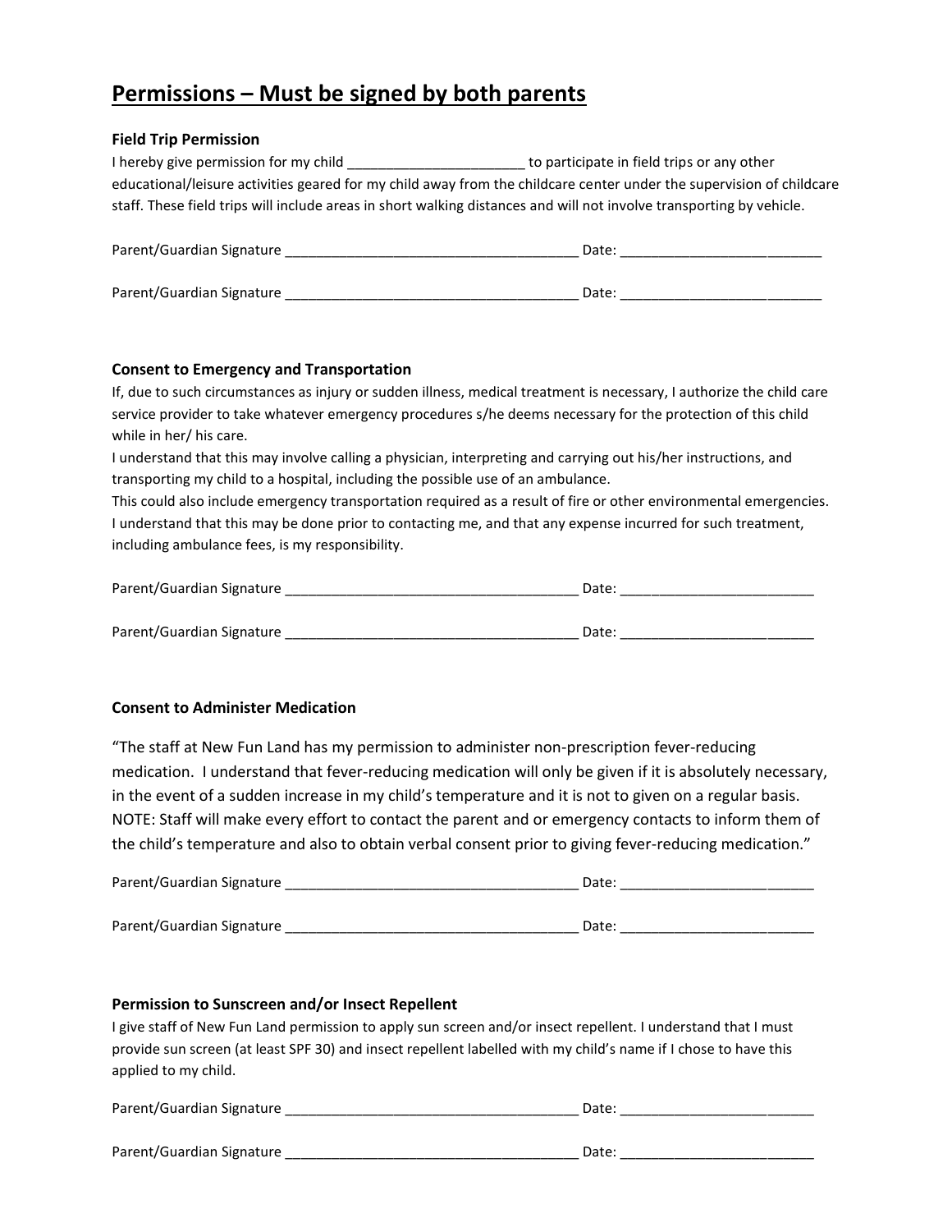## Permissions – Must be signed by both parents

### Field Trip Permission

I hereby give permission for my child _______________________ to participate in field trips or any other educational/leisure activities geared for my child away from the childcare center under the supervision of childcare staff. These field trips will include areas in short walking distances and will not involve transporting by vehicle.

Parent/Guardian Signature ______________________________________ Date: __________________________

Parent/Guardian Signature ______________________________________ Date: __________________________

### Consent to Emergency and Transportation

If, due to such circumstances as injury or sudden illness, medical treatment is necessary, I authorize the child care service provider to take whatever emergency procedures s/he deems necessary for the protection of this child while in her/ his care.

I understand that this may involve calling a physician, interpreting and carrying out his/her instructions, and transporting my child to a hospital, including the possible use of an ambulance.

This could also include emergency transportation required as a result of fire or other environmental emergencies.

I understand that this may be done prior to contacting me, and that any expense incurred for such treatment, including ambulance fees, is my responsibility.

Parent/Guardian Signature ______________________________________ Date: _________________________

Parent/Guardian Signature ______________________________________ Date: _________________________

### Consent to Administer Medication

"The staff at New Fun Land has my permission to administer non-prescription fever-reducing medication. I understand that fever-reducing medication will only be given if it is absolutely necessary, in the event of a sudden increase in my child's temperature and it is not to given on a regular basis. NOTE: Staff will make every effort to contact the parent and or emergency contacts to inform them of the child's temperature and also to obtain verbal consent prior to giving fever-reducing medication."

Parent/Guardian Signature ______________________________________ Date: _________________________

Parent/Guardian Signature ______________________________________ Date: _________________________

### Permission to Sunscreen and/or Insect Repellent

I give staff of New Fun Land permission to apply sun screen and/or insect repellent. I understand that I must provide sun screen (at least SPF 30) and insect repellent labelled with my child's name if I chose to have this applied to my child.

Parent/Guardian Signature ______________________________________ Date: _________________________

Parent/Guardian Signature ______________________________________ Date: _________________________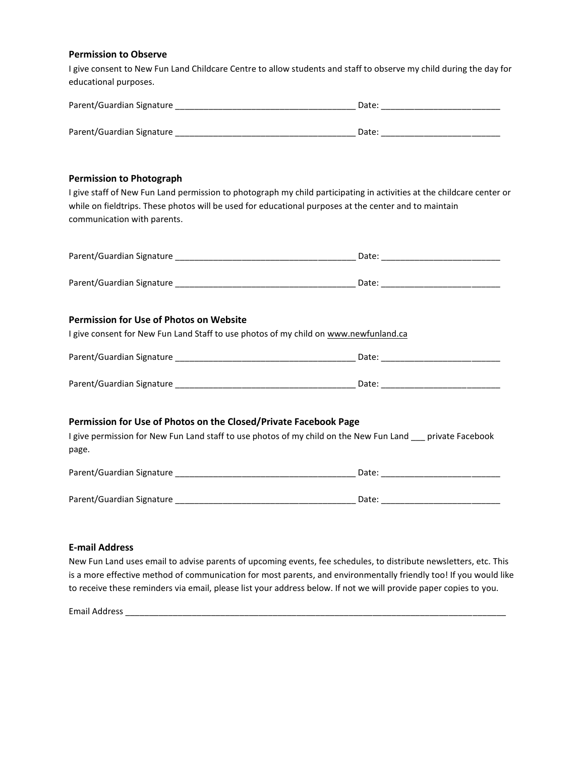### Permission to Observe

I give consent to New Fun Land Childcare Centre to allow students and staff to observe my child during the day for educational purposes.

Parent/Guardian Signature ______________________________________ Date: _________________________

Parent/Guardian Signature ______________________________________ Date: _________________________

### Permission to Photograph

I give staff of New Fun Land permission to photograph my child participating in activities at the childcare center or while on fieldtrips. These photos will be used for educational purposes at the center and to maintain communication with parents.

Parent/Guardian Signature ______________________________________ Date: _________________________

Parent/Guardian Signature ______________________________________ Date: _________________________

### Permission for Use of Photos on Website

I give consent for New Fun Land Staff to use photos of my child on www.newfunland.ca

Parent/Guardian Signature ______________________________________ Date: _________________________

Parent/Guardian Signature ______________________________________ Date: _________________________

### Permission for Use of Photos on the Closed/Private Facebook Page

I give permission for New Fun Land staff to use photos of my child on the New Fun Land ___ private Facebook page.

Parent/Guardian Signature ______________________________________ Date: _________________________

Parent/Guardian Signature ______________________________________ Date: _________________________

### E-mail Address

New Fun Land uses email to advise parents of upcoming events, fee schedules, to distribute newsletters, etc. This is a more effective method of communication for most parents, and environmentally friendly too! If you would like to receive these reminders via email, please list your address below. If not we will provide paper copies to you.

Email Address ___________________________________________________________________________________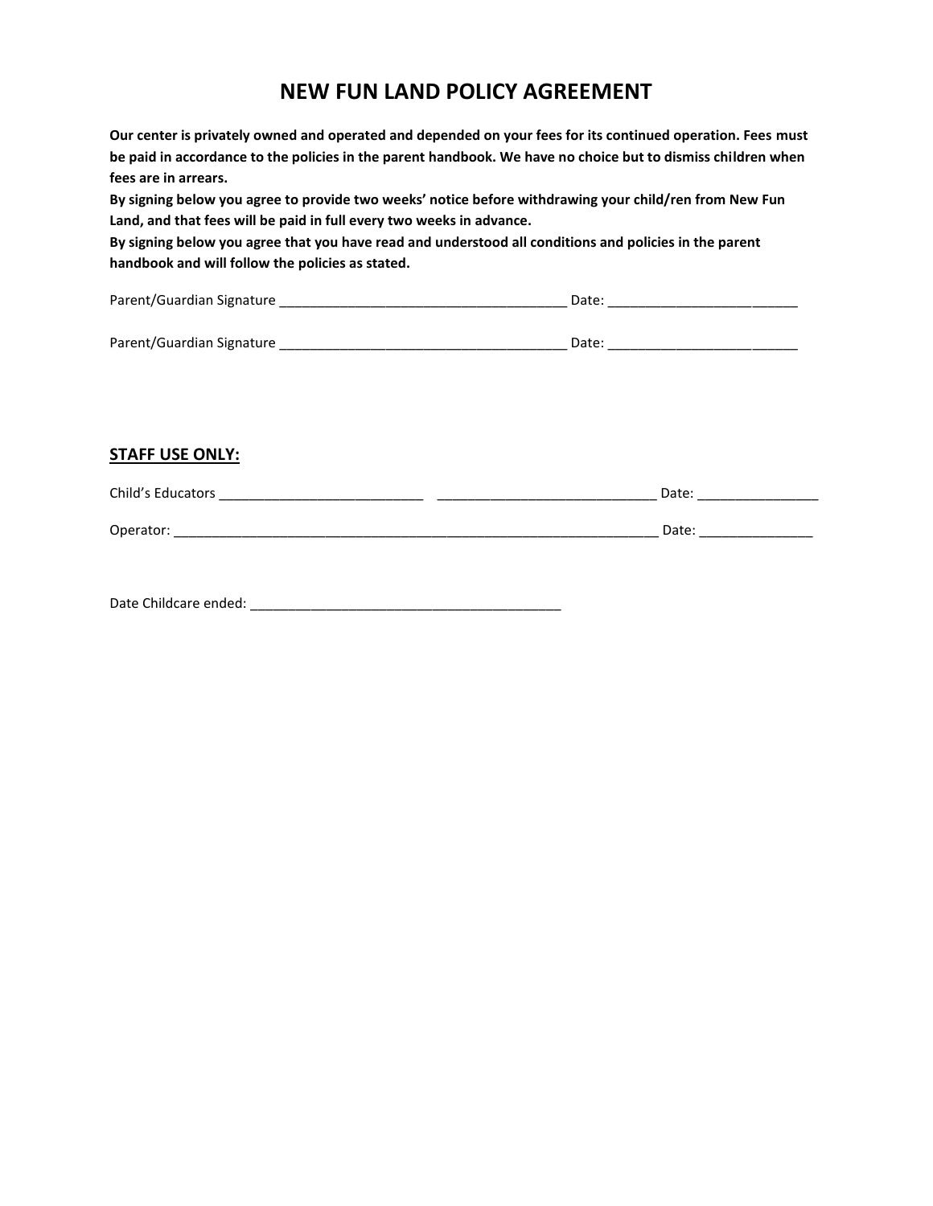# NEW FUN LAND POLICY AGREEMENT

**Our center is privately owned and operated and depended on your fees for its continued operation. Fees must be paid in accordance to the policies in the parent handbook. We have no choice but to dismiss children when fees are in arrears.**

**By signing below you agree to provide two weeks' notice before withdrawing your child/ren from New Fun Land, and that fees will be paid in full every two weeks in advance.**

**By signing below you agree that you have read and understood all conditions and policies in the parent handbook and will follow the policies as stated.**

Parent/Guardian Signature ______________________________________ Date: _________________________

Parent/Guardian Signature ______________________________________ Date: _________________________

## STAFF USE ONLY:

Child's Educators ___________________________ _____________________________ Date: ________________

Operator: _________________________________________________________________ Date: _______________

Date Childcare ended: __________________________________________